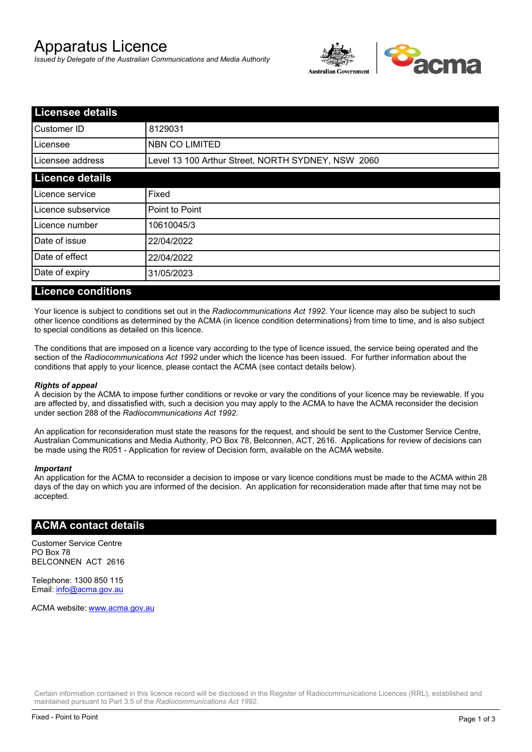# Apparatus Licence

*Issued by Delegate of the Australian Communications and Media Authority*

## Licensee details

| | |
|---|---|
| Customer ID | 8129031 |
| Licensee | NBN CO LIMITED |
| Licensee address | Level 13 100 Arthur Street, NORTH SYDNEY, NSW 2060 |

## Licence details

| | |
|---|---|
| Licence service | Fixed |
| Licence subservice | Point to Point |
| Licence number | 10610045/3 |
| Date of issue | 22/04/2022 |
| Date of effect | 22/04/2022 |
| Date of expiry | 31/05/2023 |

## Licence conditions

Your licence is subject to conditions set out in the *Radiocommunications Act 1992*. Your licence may also be subject to such other licence conditions as determined by the ACMA (in licence condition determinations) from time to time, and is also subject to special conditions as detailed on this licence.

The conditions that are imposed on a licence vary according to the type of licence issued, the service being operated and the section of the *Radiocommunications Act 1992* under which the licence has been issued. For further information about the conditions that apply to your licence, please contact the ACMA (see contact details below).

***Rights of appeal***

A decision by the ACMA to impose further conditions or revoke or vary the conditions of your licence may be reviewable. If you are affected by, and dissatisfied with, such a decision you may apply to the ACMA to have the ACMA reconsider the decision under section 288 of the *Radiocommunications Act 1992*.

An application for reconsideration must state the reasons for the request, and should be sent to the Customer Service Centre, Australian Communications and Media Authority, PO Box 78, Belconnen, ACT, 2616. Applications for review of decisions can be made using the R051 - Application for review of Decision form, available on the ACMA website.

***Important***

An application for the ACMA to reconsider a decision to impose or vary licence conditions must be made to the ACMA within 28 days of the day on which you are informed of the decision. An application for reconsideration made after that time may not be accepted.

## ACMA contact details

Customer Service Centre
PO Box 78
BELCONNEN ACT 2616

Telephone: 1300 850 115
Email: info@acma.gov.au

ACMA website: www.acma.gov.au

Certain information contained in this licence record will be disclosed in the Register of Radiocommunications Licences (RRL), established and maintained pursuant to Part 3.5 of the *Radiocommunications Act 1992.*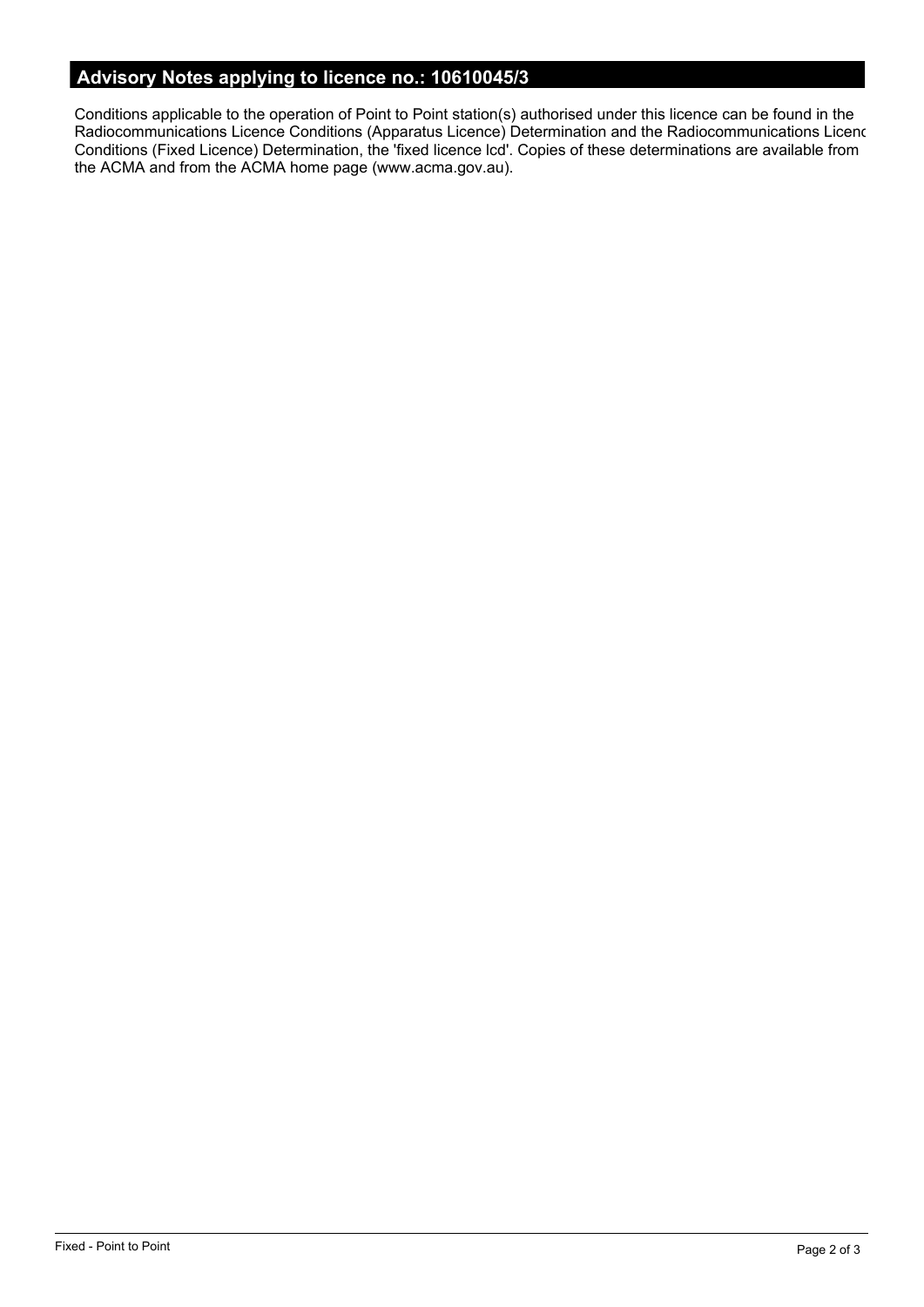## Advisory Notes applying to licence no.: 10610045/3

Conditions applicable to the operation of Point to Point station(s) authorised under this licence can be found in the Radiocommunications Licence Conditions (Apparatus Licence) Determination and the Radiocommunications Licenc Conditions (Fixed Licence) Determination, the 'fixed licence lcd'. Copies of these determinations are available from the ACMA and from the ACMA home page (www.acma.gov.au).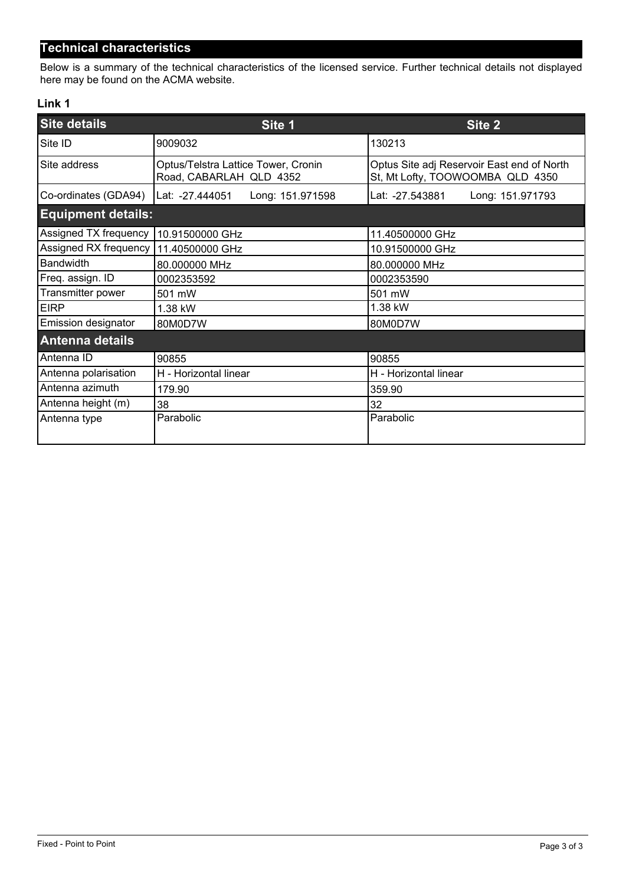## Technical characteristics

Below is a summary of the technical characteristics of the licensed service. Further technical details not displayed here may be found on the ACMA website.

**Link 1**

| Site details | Site 1 | Site 2 |
|---|---|---|
| Site ID | 9009032 | 130213 |
| Site address | Optus/Telstra Lattice Tower, Cronin Road, CABARLAH QLD 4352 | Optus Site adj Reservoir East end of North St, Mt Lofty, TOOWOOMBA QLD 4350 |
| Co-ordinates (GDA94) | Lat: -27.444051 Long: 151.971598 | Lat: -27.543881 Long: 151.971793 |
| **Equipment details:** | | |
| Assigned TX frequency | 10.91500000 GHz | 11.40500000 GHz |
| Assigned RX frequency | 11.40500000 GHz | 10.91500000 GHz |
| Bandwidth | 80.000000 MHz | 80.000000 MHz |
| Freq. assign. ID | 0002353592 | 0002353590 |
| Transmitter power | 501 mW | 501 mW |
| EIRP | 1.38 kW | 1.38 kW |
| Emission designator | 80M0D7W | 80M0D7W |
| **Antenna details** | | |
| Antenna ID | 90855 | 90855 |
| Antenna polarisation | H - Horizontal linear | H - Horizontal linear |
| Antenna azimuth | 179.90 | 359.90 |
| Antenna height (m) | 38 | 32 |
| Antenna type | Parabolic | Parabolic |

Fixed - Point to Point